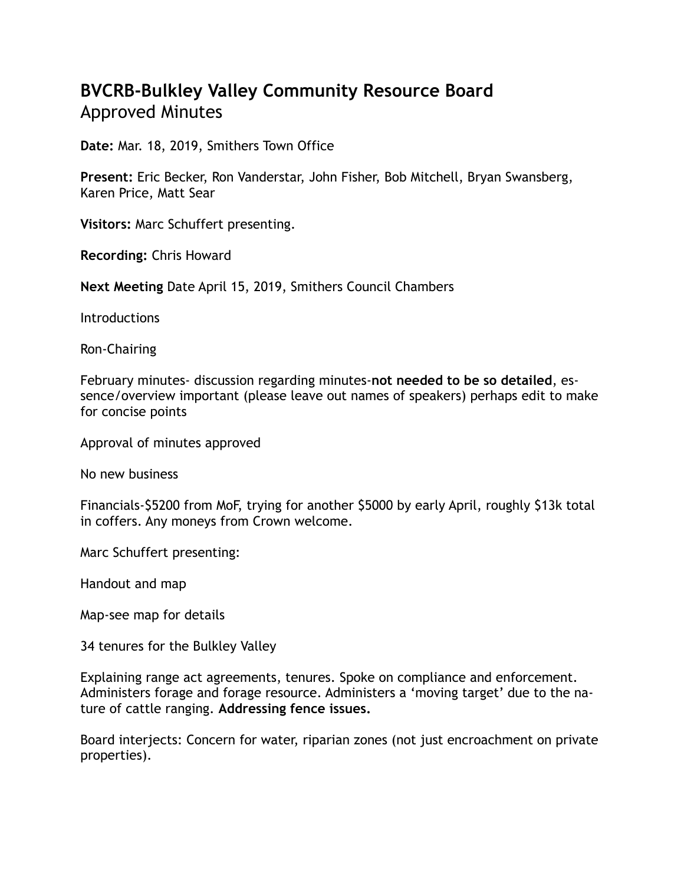# BVCRB-Bulkley Valley Community Resource Board

Approved Minutes

**Date:** Mar. 18, 2019, Smithers Town Office

**Present:** Eric Becker, Ron Vanderstar, John Fisher, Bob Mitchell, Bryan Swansberg, Karen Price, Matt Sear

**Visitors:** Marc Schuffert presenting.

**Recording:** Chris Howard

**Next Meeting** Date April 15, 2019, Smithers Council Chambers

Introductions

Ron-Chairing

February minutes- discussion regarding minutes-**not needed to be so detailed**, essence/overview important (please leave out names of speakers) perhaps edit to make for concise points

Approval of minutes approved

No new business

Financials-$5200 from MoF, trying for another $5000 by early April, roughly $13k total in coffers. Any moneys from Crown welcome.

Marc Schuffert presenting:

Handout and map

Map-see map for details

34 tenures for the Bulkley Valley

Explaining range act agreements, tenures. Spoke on compliance and enforcement. Administers forage and forage resource. Administers a 'moving target' due to the nature of cattle ranging. **Addressing fence issues.**

Board interjects: Concern for water, riparian zones (not just encroachment on private properties).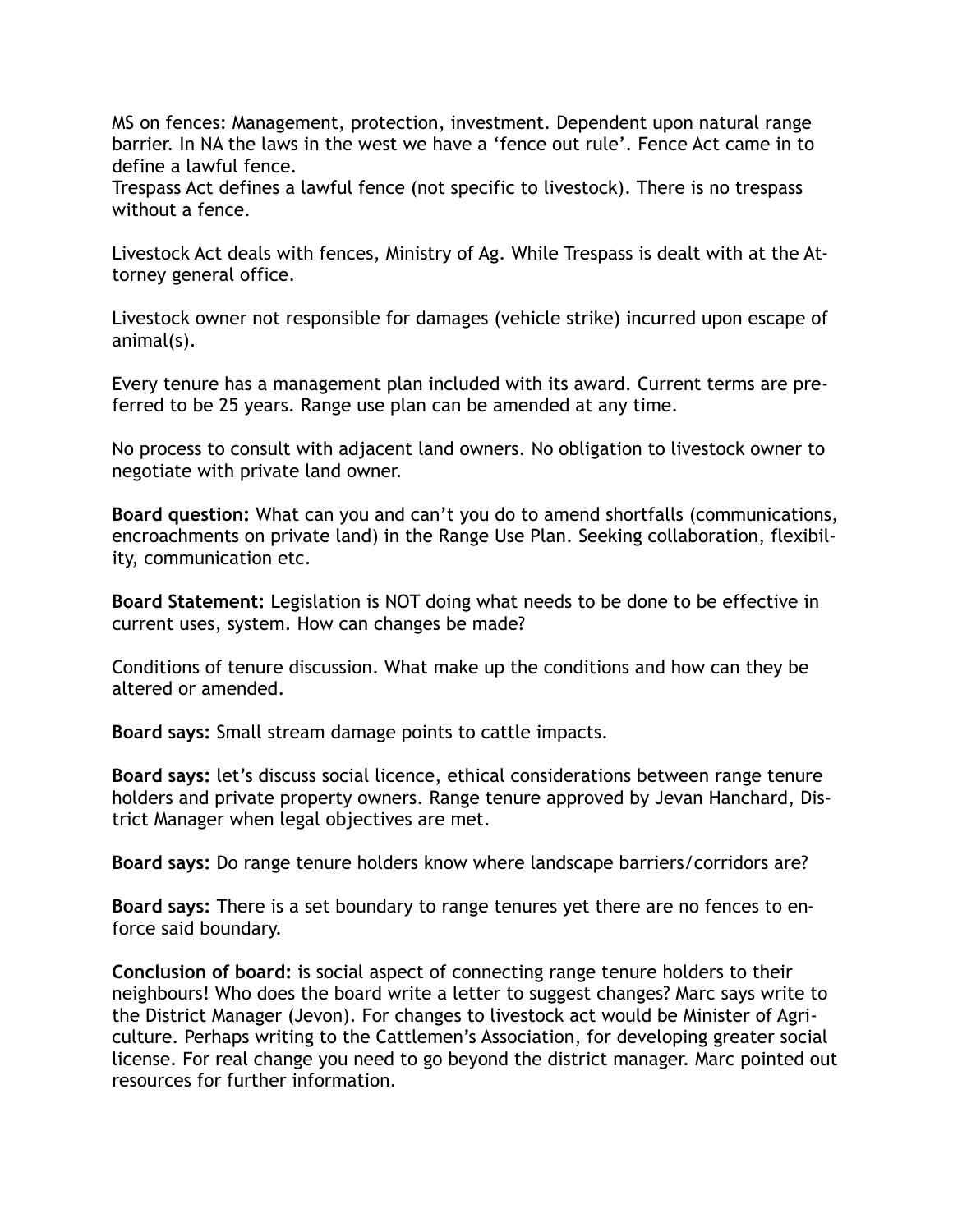MS on fences: Management, protection, investment. Dependent upon natural range barrier. In NA the laws in the west we have a 'fence out rule'. Fence Act came in to define a lawful fence.
Trespass Act defines a lawful fence (not specific to livestock). There is no trespass without a fence.

Livestock Act deals with fences, Ministry of Ag. While Trespass is dealt with at the Attorney general office.

Livestock owner not responsible for damages (vehicle strike) incurred upon escape of animal(s).

Every tenure has a management plan included with its award. Current terms are preferred to be 25 years. Range use plan can be amended at any time.

No process to consult with adjacent land owners. No obligation to livestock owner to negotiate with private land owner.

**Board question:** What can you and can't you do to amend shortfalls (communications, encroachments on private land) in the Range Use Plan. Seeking collaboration, flexibility, communication etc.

**Board Statement:** Legislation is NOT doing what needs to be done to be effective in current uses, system. How can changes be made?

Conditions of tenure discussion. What make up the conditions and how can they be altered or amended.

**Board says:** Small stream damage points to cattle impacts.

**Board says:** let's discuss social licence, ethical considerations between range tenure holders and private property owners. Range tenure approved by Jevan Hanchard, District Manager when legal objectives are met.

**Board says:** Do range tenure holders know where landscape barriers/corridors are?

**Board says:** There is a set boundary to range tenures yet there are no fences to enforce said boundary.

**Conclusion of board:** is social aspect of connecting range tenure holders to their neighbours! Who does the board write a letter to suggest changes? Marc says write to the District Manager (Jevon). For changes to livestock act would be Minister of Agriculture. Perhaps writing to the Cattlemen's Association, for developing greater social license. For real change you need to go beyond the district manager. Marc pointed out resources for further information.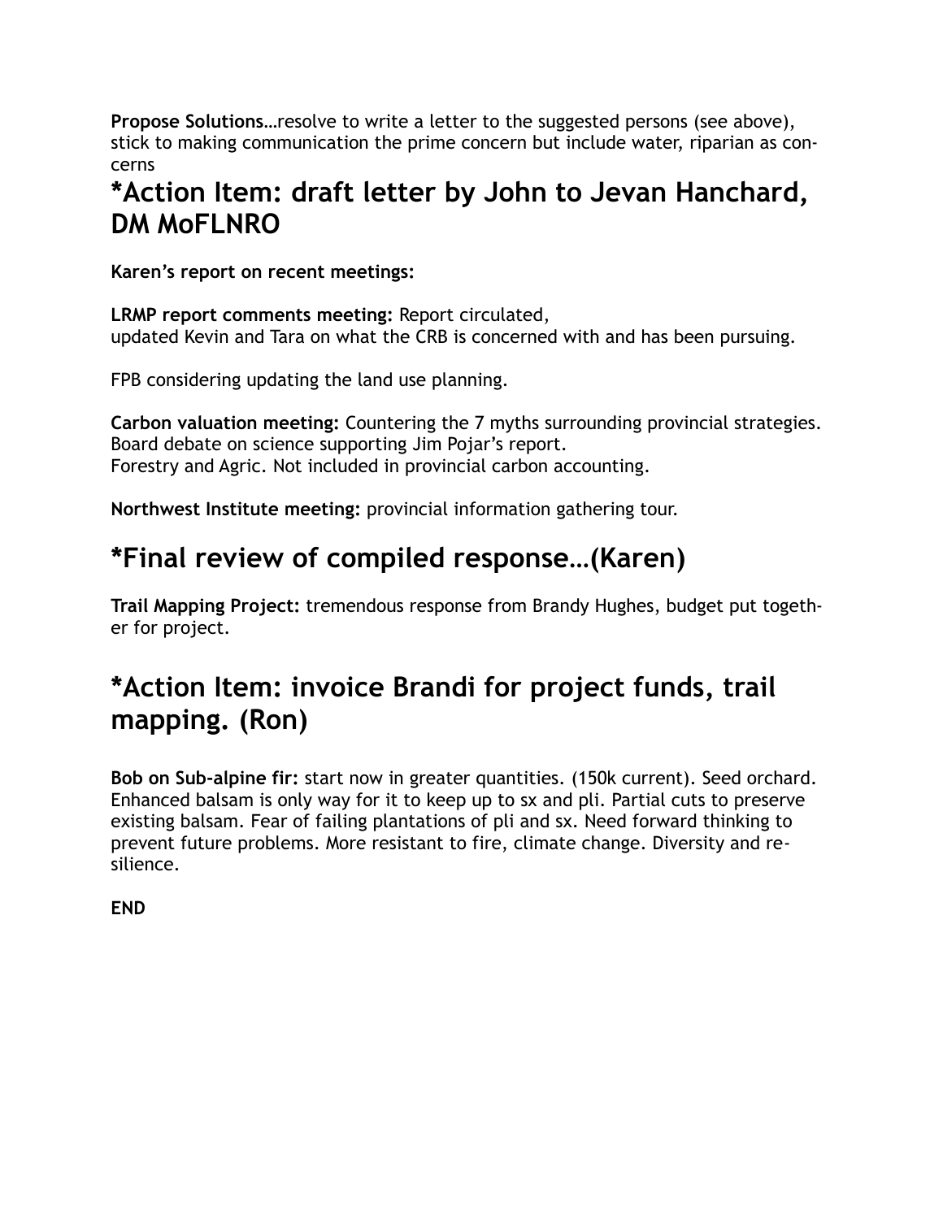**Propose Solutions**…resolve to write a letter to the suggested persons (see above), stick to making communication the prime concern but include water, riparian as concerns

# *Action Item: draft letter by John to Jevan Hanchard, DM MoFLNRO

**Karen's report on recent meetings:**

**LRMP report comments meeting:** Report circulated,
updated Kevin and Tara on what the CRB is concerned with and has been pursuing.

FPB considering updating the land use planning.

**Carbon valuation meeting:** Countering the 7 myths surrounding provincial strategies.
Board debate on science supporting Jim Pojar's report.
Forestry and Agric. Not included in provincial carbon accounting.

**Northwest Institute meeting:** provincial information gathering tour.

## *Final review of compiled response…(Karen)

**Trail Mapping Project:** tremendous response from Brandy Hughes, budget put together for project.

## *Action Item: invoice Brandi for project funds, trail mapping. (Ron)

**Bob on Sub-alpine fir:** start now in greater quantities. (150k current). Seed orchard. Enhanced balsam is only way for it to keep up to sx and pli. Partial cuts to preserve existing balsam. Fear of failing plantations of pli and sx. Need forward thinking to prevent future problems. More resistant to fire, climate change. Diversity and resilience.

**END**